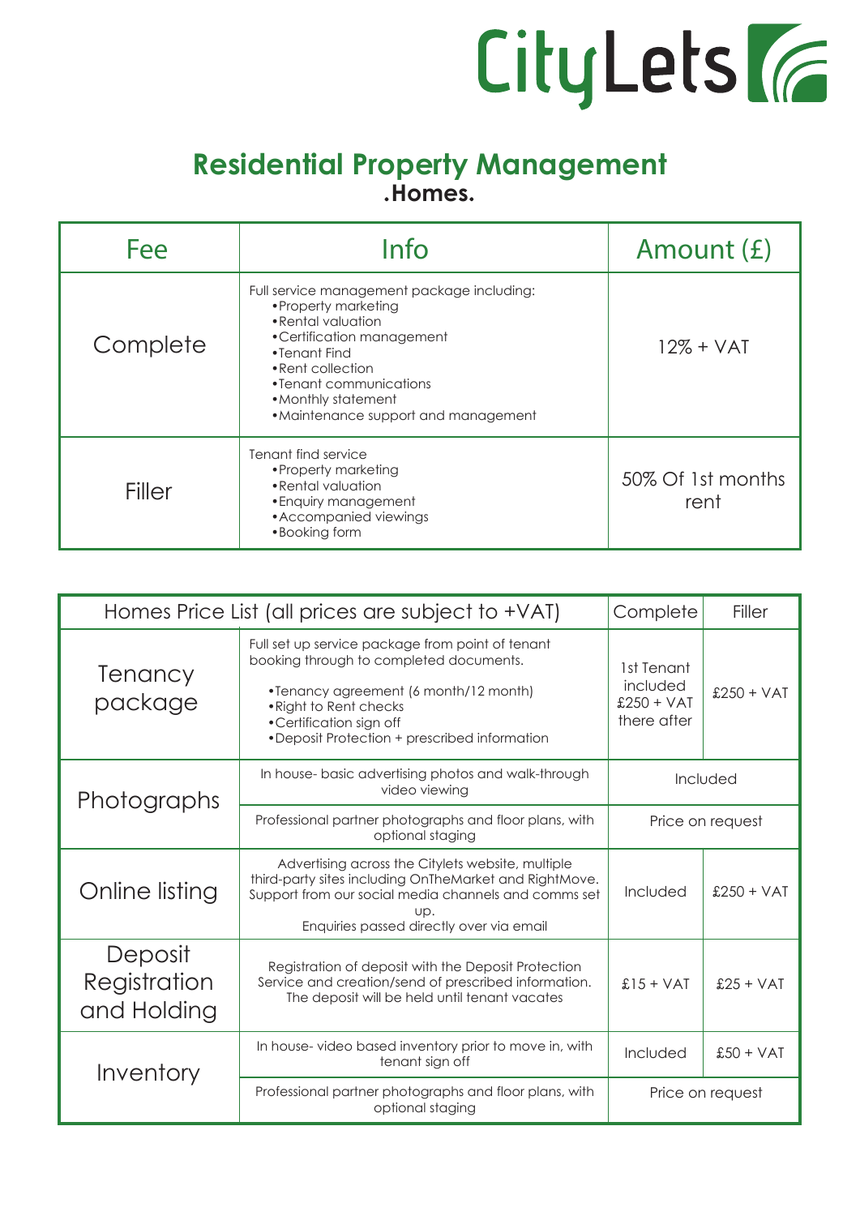CityLets

# Residential Property Management

## .Homes.

| Fee | Info | Amount (£) |
|---|---|---|
| Complete | Full service management package including:<br>• Property marketing<br>• Rental valuation<br>• Certification management<br>• Tenant Find<br>• Rent collection<br>• Tenant communications<br>• Monthly statement<br>• Maintenance support and management | 12% + VAT |
| Filler | Tenant find service<br>• Property marketing<br>• Rental valuation<br>• Enquiry management<br>• Accompanied viewings<br>• Booking form | 50% Of 1st months rent |

| Homes Price List (all prices are subject to +VAT) | | Complete | Filler |
|---|---|---|---|
| Tenancy package | Full set up service package from point of tenant booking through to completed documents.<br>• Tenancy agreement (6 month/12 month)<br>• Right to Rent checks<br>• Certification sign off<br>• Deposit Protection + prescribed information | 1st Tenant included £250 + VAT there after | £250 + VAT |
| Photographs | In house- basic advertising photos and walk-through video viewing | Included | |
| | Professional partner photographs and floor plans, with optional staging | Price on request | |
| Online listing | Advertising across the Citylets website, multiple third-party sites including OnTheMarket and RightMove. Support from our social media channels and comms set up.<br>Enquiries passed directly over via email | Included | £250 + VAT |
| Deposit Registration and Holding | Registration of deposit with the Deposit Protection Service and creation/send of prescribed information. The deposit will be held until tenant vacates | £15 + VAT | £25 + VAT |
| Inventory | In house- video based inventory prior to move in, with tenant sign off | Included | £50 + VAT |
| | Professional partner photographs and floor plans, with optional staging | Price on request | |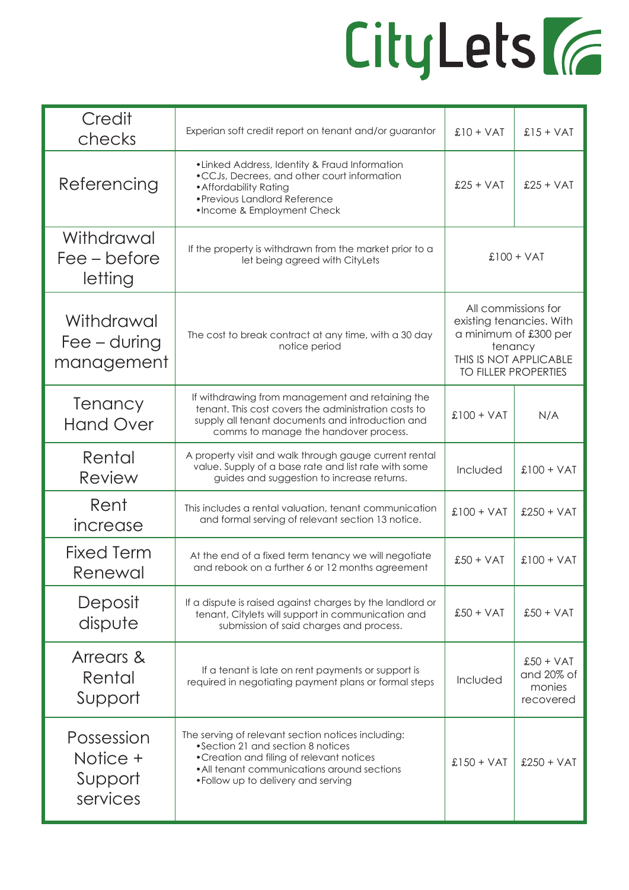# CityLets

| | | | |
|---|---|---|---|
| Credit checks | Experian soft credit report on tenant and/or guarantor | £10 + VAT | £15 + VAT |
| Referencing | •Linked Address, Identity & Fraud Information<br>•CCJs, Decrees, and other court information<br>•Affordability Rating<br>•Previous Landlord Reference<br>•Income & Employment Check | £25 + VAT | £25 + VAT |
| Withdrawal Fee – before letting | If the property is withdrawn from the market prior to a let being agreed with CityLets | £100 + VAT | |
| Withdrawal Fee – during management | The cost to break contract at any time, with a 30 day notice period | All commissions for existing tenancies. With a minimum of £300 per tenancy THIS IS NOT APPLICABLE TO FILLER PROPERTIES | |
| Tenancy Hand Over | If withdrawing from management and retaining the tenant. This cost covers the administration costs to supply all tenant documents and introduction and comms to manage the handover process. | £100 + VAT | N/A |
| Rental Review | A property visit and walk through gauge current rental value. Supply of a base rate and list rate with some guides and suggestion to increase returns. | Included | £100 + VAT |
| Rent increase | This includes a rental valuation, tenant communication and formal serving of relevant section 13 notice. | £100 + VAT | £250 + VAT |
| Fixed Term Renewal | At the end of a fixed term tenancy we will negotiate and rebook on a further 6 or 12 months agreement | £50 + VAT | £100 + VAT |
| Deposit dispute | If a dispute is raised against charges by the landlord or tenant, Citylets will support in communication and submission of said charges and process. | £50 + VAT | £50 + VAT |
| Arrears & Rental Support | If a tenant is late on rent payments or support is required in negotiating payment plans or formal steps | Included | £50 + VAT and 20% of monies recovered |
| Possession Notice + Support services | The serving of relevant section notices including:<br>•Section 21 and section 8 notices<br>•Creation and filing of relevant notices<br>•All tenant communications around sections<br>•Follow up to delivery and serving | £150 + VAT | £250 + VAT |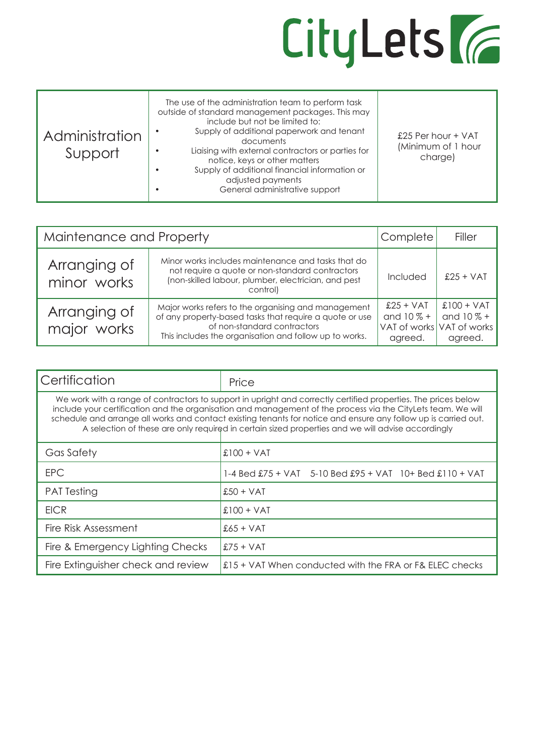CityLets

| | | |
|---|---|---|
| Administration Support | The use of the administration team to perform task outside of standard management packages. This may include but not be limited to:<br>• Supply of additional paperwork and tenant documents<br>• Liaising with external contractors or parties for notice, keys or other matters<br>• Supply of additional financial information or adjusted payments<br>• General administrative support | £25 Per hour + VAT (Minimum of 1 hour charge) |

| Maintenance and Property | | Complete | Filler |
|---|---|---|---|
| Arranging of minor works | Minor works includes maintenance and tasks that do not require a quote or non-standard contractors (non-skilled labour, plumber, electrician, and pest control) | Included | £25 + VAT |
| Arranging of major works | Major works refers to the organising and management of any property-based tasks that require a quote or use of non-standard contractors<br>This includes the organisation and follow up to works. | £25 + VAT and 10 % + VAT of works agreed. | £100 + VAT and 10 % + VAT of works agreed. |

| Certification | Price |
|---|---|
| We work with a range of contractors to support in upright and correctly certified properties. The prices below include your certification and the organisation and management of the process via the CityLets team. We will schedule and arrange all works and contact existing tenants for notice and ensure any follow up is carried out. A selection of these are only required in certain sized properties and we will advise accordingly | |
| Gas Safety | £100 + VAT |
| EPC | 1-4 Bed £75 + VAT 5-10 Bed £95 + VAT 10+ Bed £110 + VAT |
| PAT Testing | £50 + VAT |
| EICR | £100 + VAT |
| Fire Risk Assessment | £65 + VAT |
| Fire & Emergency Lighting Checks | £75 + VAT |
| Fire Extinguisher check and review | £15 + VAT When conducted with the FRA or F& ELEC checks |